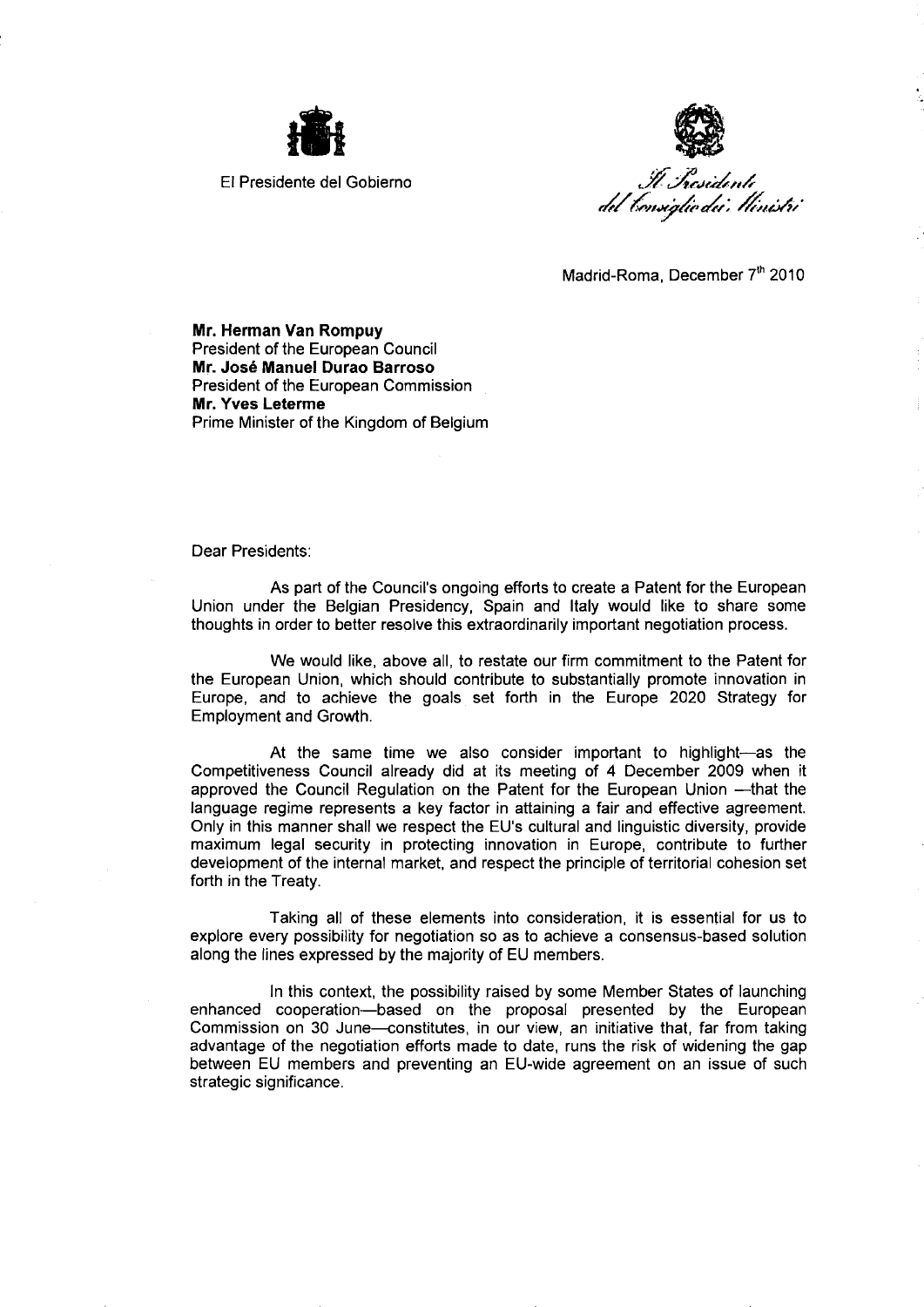El Presidente del Gobierno

*Il Presidente del Consiglio dei Ministri*

Madrid-Roma, December 7th 2010

**Mr. Herman Van Rompuy**
President of the European Council
**Mr. José Manuel Durao Barroso**
President of the European Commission
**Mr. Yves Leterme**
Prime Minister of the Kingdom of Belgium

Dear Presidents:

As part of the Council's ongoing efforts to create a Patent for the European Union under the Belgian Presidency, Spain and Italy would like to share some thoughts in order to better resolve this extraordinarily important negotiation process.

We would like, above all, to restate our firm commitment to the Patent for the European Union, which should contribute to substantially promote innovation in Europe, and to achieve the goals set forth in the Europe 2020 Strategy for Employment and Growth.

At the same time we also consider important to highlight—as the Competitiveness Council already did at its meeting of 4 December 2009 when it approved the Council Regulation on the Patent for the European Union —that the language regime represents a key factor in attaining a fair and effective agreement. Only in this manner shall we respect the EU's cultural and linguistic diversity, provide maximum legal security in protecting innovation in Europe, contribute to further development of the internal market, and respect the principle of territorial cohesion set forth in the Treaty.

Taking all of these elements into consideration, it is essential for us to explore every possibility for negotiation so as to achieve a consensus-based solution along the lines expressed by the majority of EU members.

In this context, the possibility raised by some Member States of launching enhanced cooperation—based on the proposal presented by the European Commission on 30 June—constitutes, in our view, an initiative that, far from taking advantage of the negotiation efforts made to date, runs the risk of widening the gap between EU members and preventing an EU-wide agreement on an issue of such strategic significance.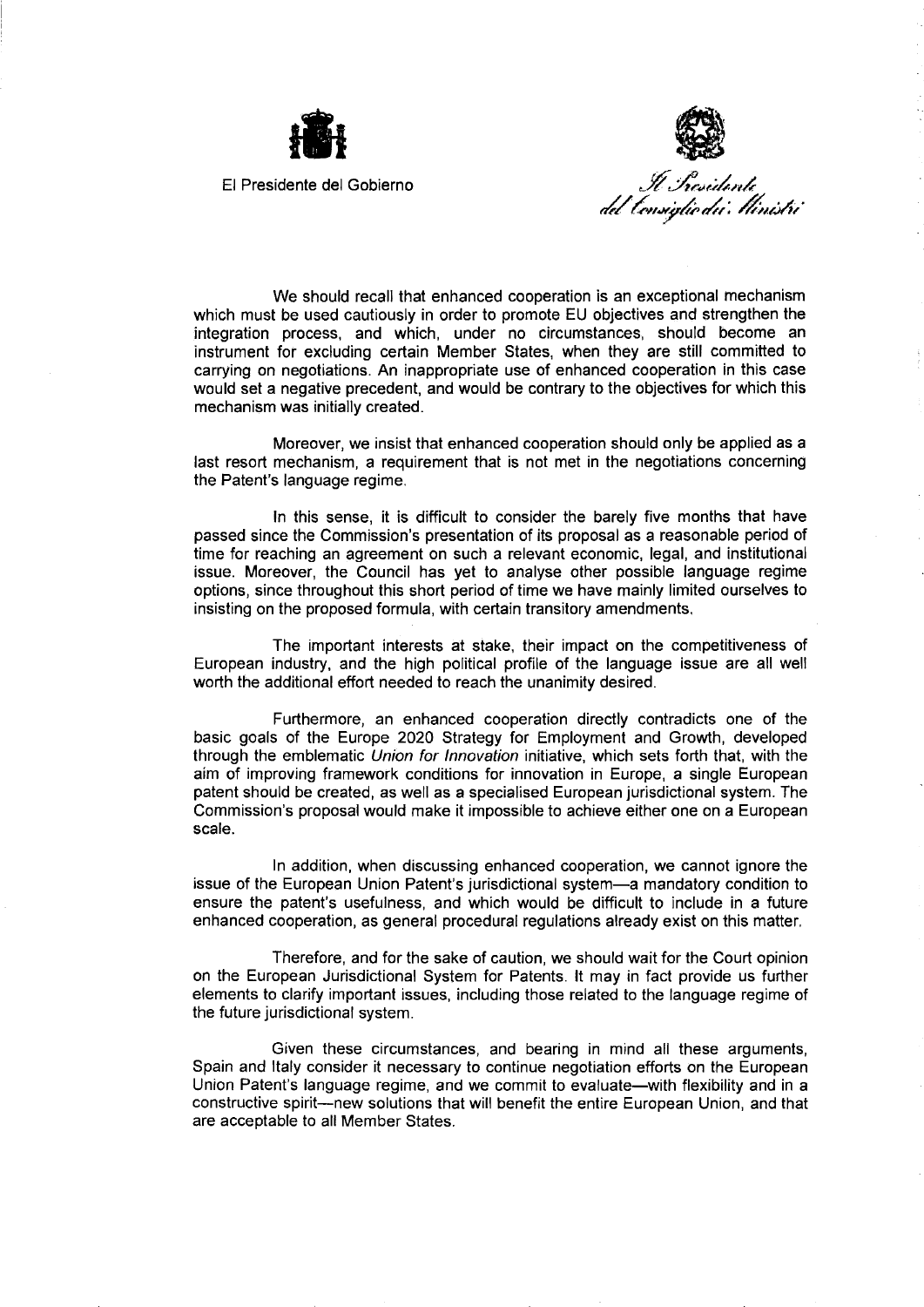El Presidente del Gobierno

Il Presidente del Consiglio dei Ministri

We should recall that enhanced cooperation is an exceptional mechanism which must be used cautiously in order to promote EU objectives and strengthen the integration process, and which, under no circumstances, should become an instrument for excluding certain Member States, when they are still committed to carrying on negotiations. An inappropriate use of enhanced cooperation in this case would set a negative precedent, and would be contrary to the objectives for which this mechanism was initially created.

Moreover, we insist that enhanced cooperation should only be applied as a last resort mechanism, a requirement that is not met in the negotiations concerning the Patent's language regime.

In this sense, it is difficult to consider the barely five months that have passed since the Commission's presentation of its proposal as a reasonable period of time for reaching an agreement on such a relevant economic, legal, and institutional issue. Moreover, the Council has yet to analyse other possible language regime options, since throughout this short period of time we have mainly limited ourselves to insisting on the proposed formula, with certain transitory amendments.

The important interests at stake, their impact on the competitiveness of European industry, and the high political profile of the language issue are all well worth the additional effort needed to reach the unanimity desired.

Furthermore, an enhanced cooperation directly contradicts one of the basic goals of the Europe 2020 Strategy for Employment and Growth, developed through the emblematic *Union for Innovation* initiative, which sets forth that, with the aim of improving framework conditions for innovation in Europe, a single European patent should be created, as well as a specialised European jurisdictional system. The Commission's proposal would make it impossible to achieve either one on a European scale.

In addition, when discussing enhanced cooperation, we cannot ignore the issue of the European Union Patent's jurisdictional system—a mandatory condition to ensure the patent's usefulness, and which would be difficult to include in a future enhanced cooperation, as general procedural regulations already exist on this matter.

Therefore, and for the sake of caution, we should wait for the Court opinion on the European Jurisdictional System for Patents. It may in fact provide us further elements to clarify important issues, including those related to the language regime of the future jurisdictional system.

Given these circumstances, and bearing in mind all these arguments, Spain and Italy consider it necessary to continue negotiation efforts on the European Union Patent's language regime, and we commit to evaluate—with flexibility and in a constructive spirit—new solutions that will benefit the entire European Union, and that are acceptable to all Member States.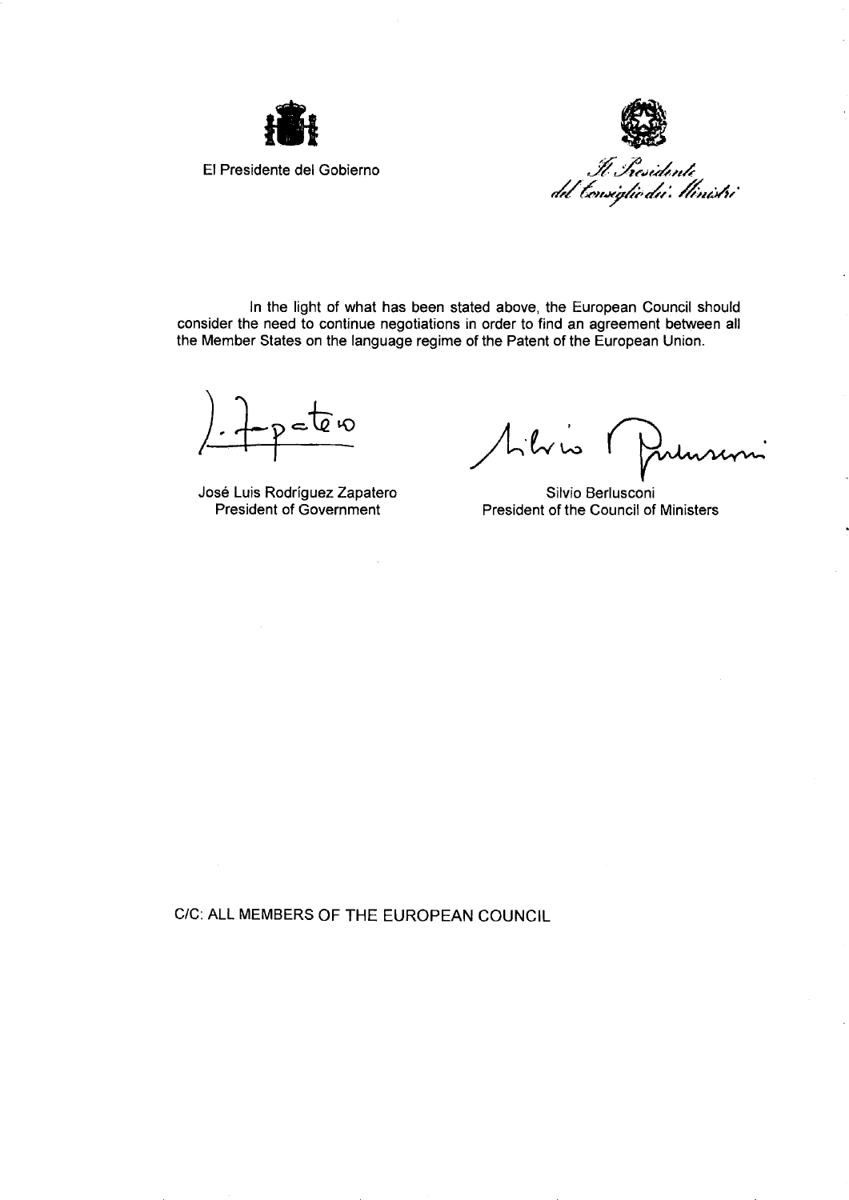El Presidente del Gobierno

*Il Presidente del Consiglio dei Ministri*

In the light of what has been stated above, the European Council should consider the need to continue negotiations in order to find an agreement between all the Member States on the language regime of the Patent of the European Union.

José Luis Rodríguez Zapatero
President of Government

Silvio Berlusconi
President of the Council of Ministers

C/C: ALL MEMBERS OF THE EUROPEAN COUNCIL